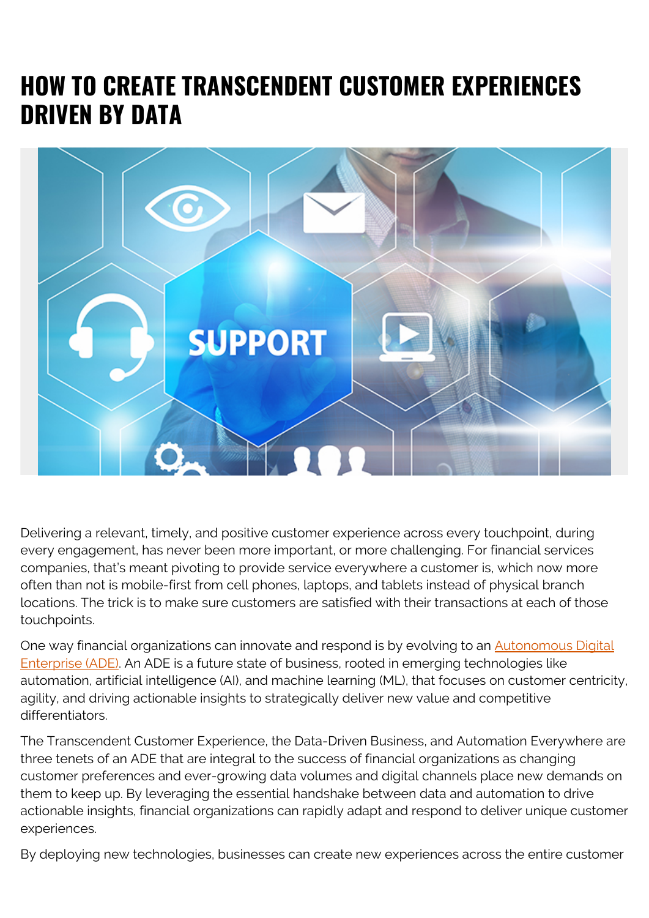# HOW TO CREATE TRANSCENDENT CUSTOMER EXPERIENCES DRIVEN BY DATA

Delivering a relevant, timely, and positive customer experience across every touchpoint, during every engagement, has never been more important, or more challenging. For financial services companies, that's meant pivoting to provide service everywhere a customer is, which now more often than not is mobile-first from cell phones, laptops, and tablets instead of physical branch locations. The trick is to make sure customers are satisfied with their transactions at each of those touchpoints.

One way financial organizations can innovate and respond is by evolving to an [Autonomous Digital Enterprise (ADE)](). An ADE is a future state of business, rooted in emerging technologies like automation, artificial intelligence (AI), and machine learning (ML), that focuses on customer centricity, agility, and driving actionable insights to strategically deliver new value and competitive differentiators.

The Transcendent Customer Experience, the Data-Driven Business, and Automation Everywhere are three tenets of an ADE that are integral to the success of financial organizations as changing customer preferences and ever-growing data volumes and digital channels place new demands on them to keep up. By leveraging the essential handshake between data and automation to drive actionable insights, financial organizations can rapidly adapt and respond to deliver unique customer experiences.

By deploying new technologies, businesses can create new experiences across the entire customer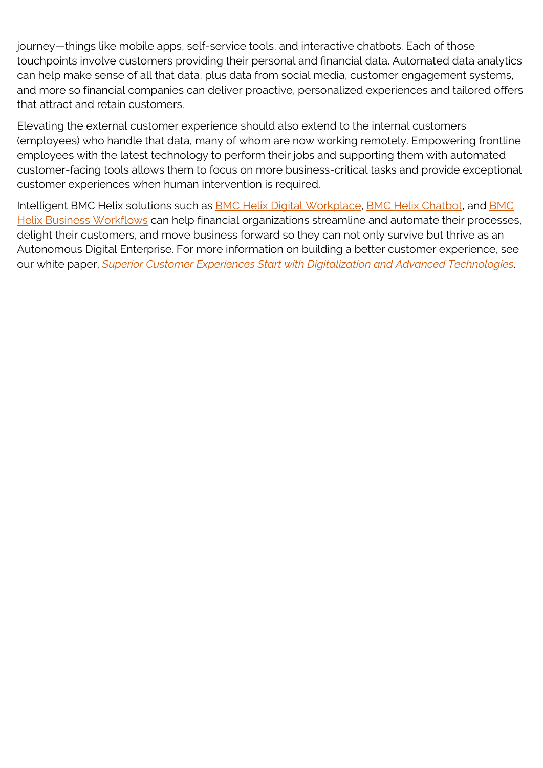journey—things like mobile apps, self-service tools, and interactive chatbots. Each of those touchpoints involve customers providing their personal and financial data. Automated data analytics can help make sense of all that data, plus data from social media, customer engagement systems, and more so financial companies can deliver proactive, personalized experiences and tailored offers that attract and retain customers.

Elevating the external customer experience should also extend to the internal customers (employees) who handle that data, many of whom are now working remotely. Empowering frontline employees with the latest technology to perform their jobs and supporting them with automated customer-facing tools allows them to focus on more business-critical tasks and provide exceptional customer experiences when human intervention is required.

Intelligent BMC Helix solutions such as BMC Helix Digital Workplace, BMC Helix Chatbot, and BMC Helix Business Workflows can help financial organizations streamline and automate their processes, delight their customers, and move business forward so they can not only survive but thrive as an Autonomous Digital Enterprise. For more information on building a better customer experience, see our white paper, *Superior Customer Experiences Start with Digitalization and Advanced Technologies*.